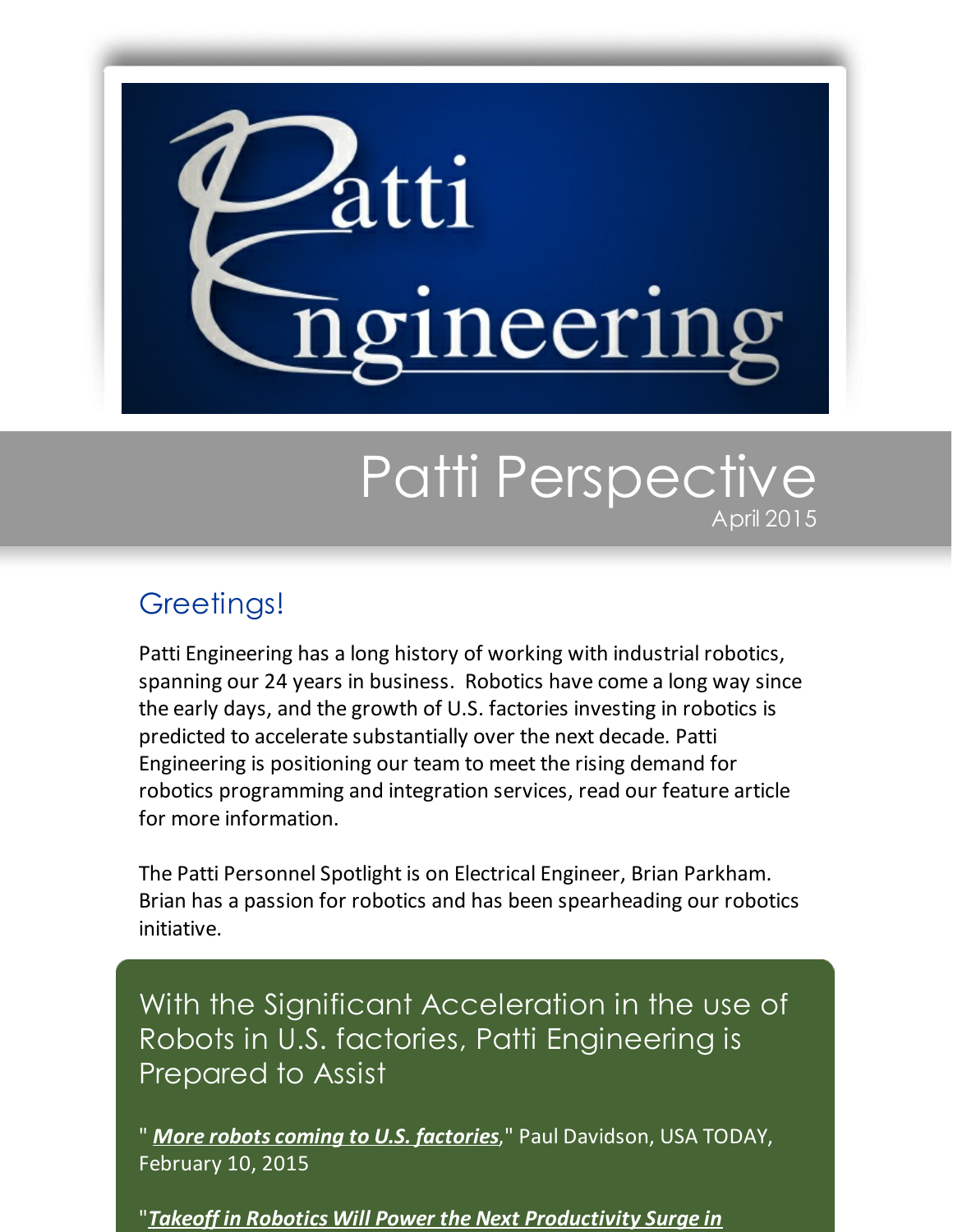# Patti Engineering

## Patti Perspective

April 2015

## Greetings!

Patti Engineering has a long history of working with industrial robotics, spanning our 24 years in business. Robotics have come a long way since the early days, and the growth of U.S. factories investing in robotics is predicted to accelerate substantially over the next decade. Patti Engineering is positioning our team to meet the rising demand for robotics programming and integration services, read our feature article for more information.

The Patti Personnel Spotlight is on Electrical Engineer, Brian Parkham. Brian has a passion for robotics and has been spearheading our robotics initiative.

## With the Significant Acceleration in the use of Robots in U.S. factories, Patti Engineering is Prepared to Assist

" ***More robots coming to U.S. factories***," Paul Davidson, USA TODAY, February 10, 2015

"***Takeoff in Robotics Will Power the Next Productivity Surge in***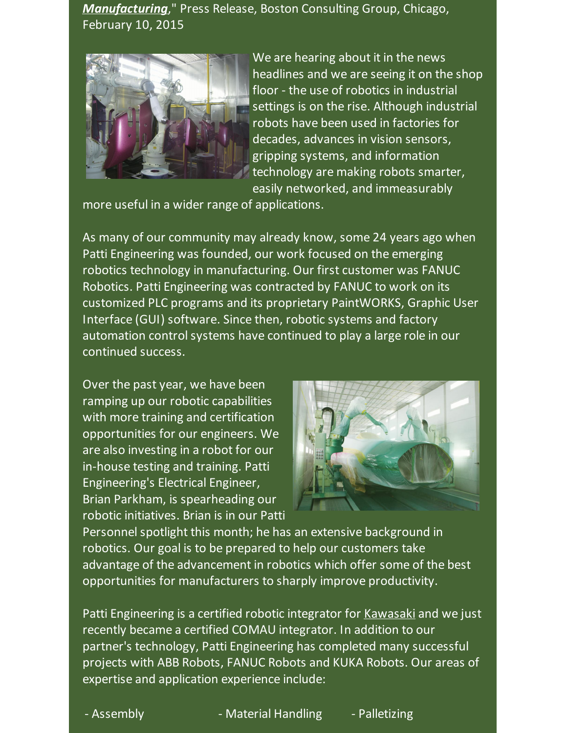*Manufacturing*," Press Release, Boston Consulting Group, Chicago, February 10, 2015

We are hearing about it in the news headlines and we are seeing it on the shop floor - the use of robotics in industrial settings is on the rise. Although industrial robots have been used in factories for decades, advances in vision sensors, gripping systems, and information technology are making robots smarter, easily networked, and immeasurably more useful in a wider range of applications.

As many of our community may already know, some 24 years ago when Patti Engineering was founded, our work focused on the emerging robotics technology in manufacturing. Our first customer was FANUC Robotics. Patti Engineering was contracted by FANUC to work on its customized PLC programs and its proprietary PaintWORKS, Graphic User Interface (GUI) software. Since then, robotic systems and factory automation control systems have continued to play a large role in our continued success.

Over the past year, we have been ramping up our robotic capabilities with more training and certification opportunities for our engineers. We are also investing in a robot for our in-house testing and training. Patti Engineering's Electrical Engineer, Brian Parkham, is spearheading our robotic initiatives. Brian is in our Patti Personnel spotlight this month; he has an extensive background in robotics. Our goal is to be prepared to help our customers take advantage of the advancement in robotics which offer some of the best opportunities for manufacturers to sharply improve productivity.

Patti Engineering is a certified robotic integrator for Kawasaki and we just recently became a certified COMAU integrator. In addition to our partner's technology, Patti Engineering has completed many successful projects with ABB Robots, FANUC Robots and KUKA Robots. Our areas of expertise and application experience include:

- Assembly
- Material Handling
- Palletizing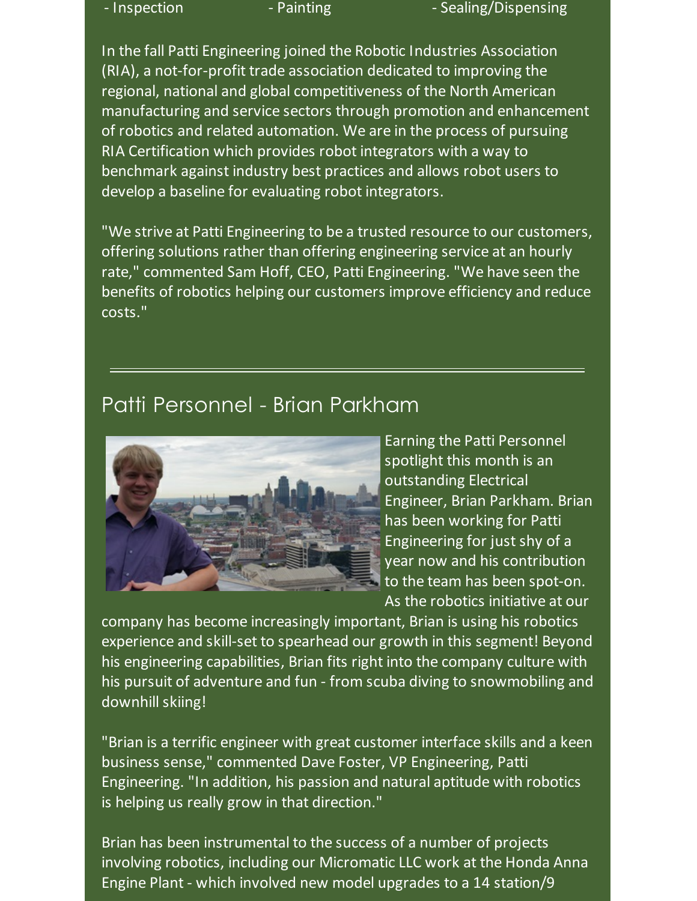- Inspection - Painting - Sealing/Dispensing

In the fall Patti Engineering joined the Robotic Industries Association (RIA), a not-for-profit trade association dedicated to improving the regional, national and global competitiveness of the North American manufacturing and service sectors through promotion and enhancement of robotics and related automation. We are in the process of pursuing RIA Certification which provides robot integrators with a way to benchmark against industry best practices and allows robot users to develop a baseline for evaluating robot integrators.

"We strive at Patti Engineering to be a trusted resource to our customers, offering solutions rather than offering engineering service at an hourly rate," commented Sam Hoff, CEO, Patti Engineering. "We have seen the benefits of robotics helping our customers improve efficiency and reduce costs."

---

## Patti Personnel - Brian Parkham

Earning the Patti Personnel spotlight this month is an outstanding Electrical Engineer, Brian Parkham. Brian has been working for Patti Engineering for just shy of a year now and his contribution to the team has been spot-on. As the robotics initiative at our company has become increasingly important, Brian is using his robotics experience and skill-set to spearhead our growth in this segment! Beyond his engineering capabilities, Brian fits right into the company culture with his pursuit of adventure and fun - from scuba diving to snowmobiling and downhill skiing!

"Brian is a terrific engineer with great customer interface skills and a keen business sense," commented Dave Foster, VP Engineering, Patti Engineering. "In addition, his passion and natural aptitude with robotics is helping us really grow in that direction."

Brian has been instrumental to the success of a number of projects involving robotics, including our Micromatic LLC work at the Honda Anna Engine Plant - which involved new model upgrades to a 14 station/9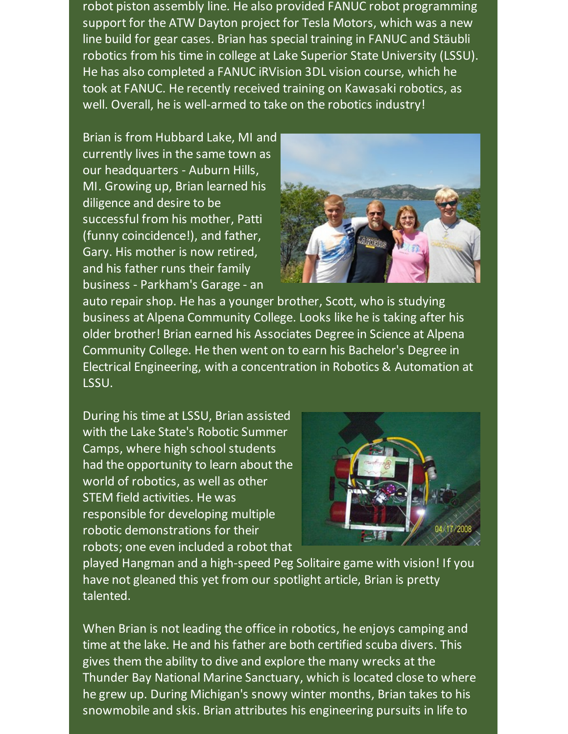robot piston assembly line. He also provided FANUC robot programming support for the ATW Dayton project for Tesla Motors, which was a new line build for gear cases. Brian has special training in FANUC and Stäubli robotics from his time in college at Lake Superior State University (LSSU). He has also completed a FANUC iRVision 3DL vision course, which he took at FANUC. He recently received training on Kawasaki robotics, as well. Overall, he is well-armed to take on the robotics industry!

Brian is from Hubbard Lake, MI and currently lives in the same town as our headquarters - Auburn Hills, MI. Growing up, Brian learned his diligence and desire to be successful from his mother, Patti (funny coincidence!), and father, Gary. His mother is now retired, and his father runs their family business - Parkham's Garage - an auto repair shop. He has a younger brother, Scott, who is studying business at Alpena Community College. Looks like he is taking after his older brother! Brian earned his Associates Degree in Science at Alpena Community College. He then went on to earn his Bachelor's Degree in Electrical Engineering, with a concentration in Robotics & Automation at LSSU.

During his time at LSSU, Brian assisted with the Lake State's Robotic Summer Camps, where high school students had the opportunity to learn about the world of robotics, as well as other STEM field activities. He was responsible for developing multiple robotic demonstrations for their robots; one even included a robot that played Hangman and a high-speed Peg Solitaire game with vision! If you have not gleaned this yet from our spotlight article, Brian is pretty talented.

When Brian is not leading the office in robotics, he enjoys camping and time at the lake. He and his father are both certified scuba divers. This gives them the ability to dive and explore the many wrecks at the Thunder Bay National Marine Sanctuary, which is located close to where he grew up. During Michigan's snowy winter months, Brian takes to his snowmobile and skis. Brian attributes his engineering pursuits in life to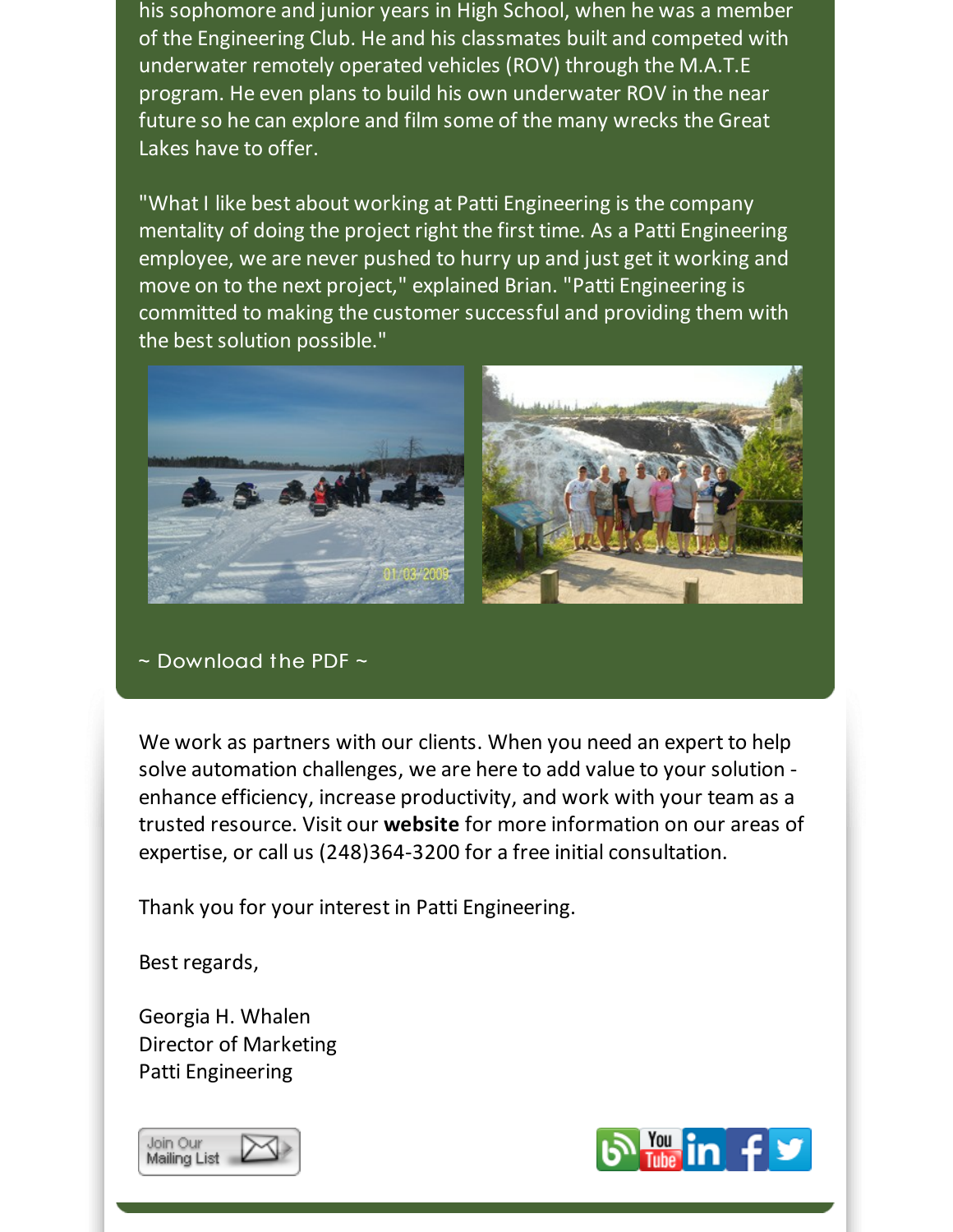his sophomore and junior years in High School, when he was a member of the Engineering Club. He and his classmates built and competed with underwater remotely operated vehicles (ROV) through the M.A.T.E program. He even plans to build his own underwater ROV in the near future so he can explore and film some of the many wrecks the Great Lakes have to offer.

"What I like best about working at Patti Engineering is the company mentality of doing the project right the first time. As a Patti Engineering employee, we are never pushed to hurry up and just get it working and move on to the next project," explained Brian. "Patti Engineering is committed to making the customer successful and providing them with the best solution possible."

~ Download the PDF ~

We work as partners with our clients. When you need an expert to help solve automation challenges, we are here to add value to your solution - enhance efficiency, increase productivity, and work with your team as a trusted resource. Visit our **website** for more information on our areas of expertise, or call us (248)364-3200 for a free initial consultation.

Thank you for your interest in Patti Engineering.

Best regards,

Georgia H. Whalen
Director of Marketing
Patti Engineering

Join Our Mailing List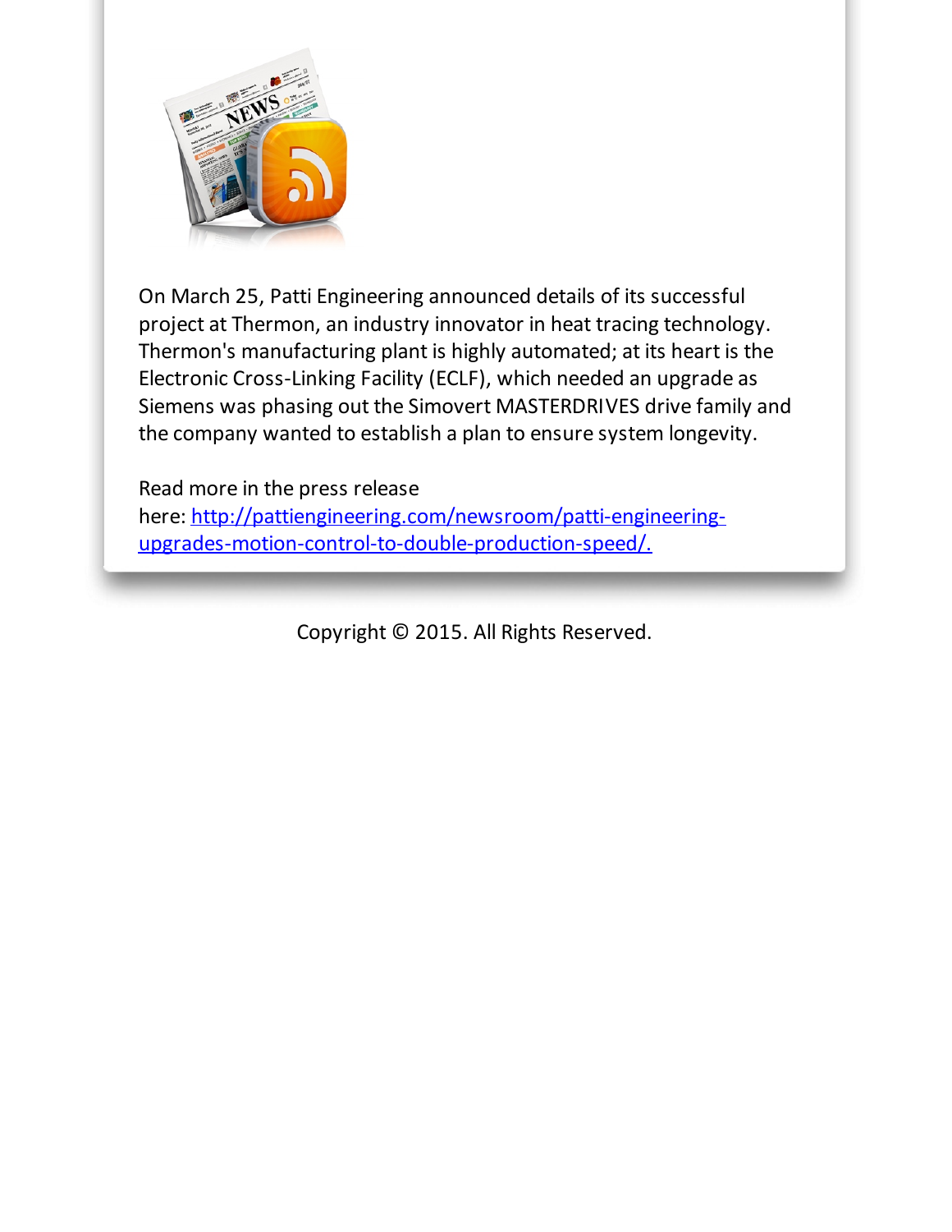On March 25, Patti Engineering announced details of its successful project at Thermon, an industry innovator in heat tracing technology. Thermon's manufacturing plant is highly automated; at its heart is the Electronic Cross-Linking Facility (ECLF), which needed an upgrade as Siemens was phasing out the Simovert MASTERDRIVES drive family and the company wanted to establish a plan to ensure system longevity.

Read more in the press release here: [http://pattiengineering.com/newsroom/patti-engineering-upgrades-motion-control-to-double-production-speed/.](http://pattiengineering.com/newsroom/patti-engineering-upgrades-motion-control-to-double-production-speed/)

Copyright © 2015. All Rights Reserved.